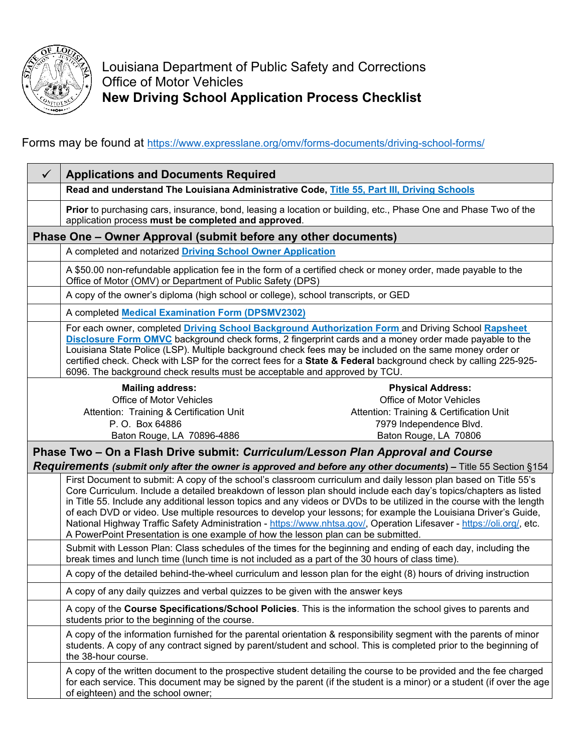# Louisiana Department of Public Safety and Corrections
# Office of Motor Vehicles
# **New Driving School Application Process Checklist**

Forms may be found at https://www.expresslane.org/omv/forms-documents/driving-school-forms/

| ✓ | **Applications and Documents Required** |
|---|---|
| | **Read and understand The Louisiana Administrative Code, Title 55, Part III, Driving Schools** |
| | **Prior** to purchasing cars, insurance, bond, leasing a location or building, etc., Phase One and Phase Two of the application process **must be completed and approved**. |
| **Phase One – Owner Approval (submit before any other documents)** | |
| | A completed and notarized **Driving School Owner Application** |
| | A $50.00 non-refundable application fee in the form of a certified check or money order, made payable to the Office of Motor (OMV) or Department of Public Safety (DPS) |
| | A copy of the owner's diploma (high school or college), school transcripts, or GED |
| | A completed **Medical Examination Form (DPSMV2302)** |
| | For each owner, completed **Driving School Background Authorization Form** and Driving School **Rapsheet Disclosure Form OMVC** background check forms, 2 fingerprint cards and a money order made payable to the Louisiana State Police (LSP). Multiple background check fees may be included on the same money order or certified check. Check with LSP for the correct fees for a **State & Federal** background check by calling 225-925-6096. The background check results must be acceptable and approved by TCU. |

| **Mailing address:** | **Physical Address:** |
|---|---|
| Office of Motor Vehicles | Office of Motor Vehicles |
| Attention: Training & Certification Unit | Attention: Training & Certification Unit |
| P. O. Box 64886 | 7979 Independence Blvd. |
| Baton Rouge, LA 70896-4886 | Baton Rouge, LA 70806 |

| ✓ | **Phase Two – On a Flash Drive submit: *Curriculum/Lesson Plan Approval and Course Requirements* *(submit only after the owner is approved and before any other documents)*** – Title 55 Section §154 |
|---|---|
| | First Document to submit: A copy of the school's classroom curriculum and daily lesson plan based on Title 55's Core Curriculum. Include a detailed breakdown of lesson plan should include each day's topics/chapters as listed in Title 55. Include any additional lesson topics and any videos or DVDs to be utilized in the course with the length of each DVD or video. Use multiple resources to develop your lessons; for example the Louisiana Driver's Guide, National Highway Traffic Safety Administration - https://www.nhtsa.gov/, Operation Lifesaver - https://oli.org/, etc. A PowerPoint Presentation is one example of how the lesson plan can be submitted. |
| | Submit with Lesson Plan: Class schedules of the times for the beginning and ending of each day, including the break times and lunch time (lunch time is not included as a part of the 30 hours of class time). |
| | A copy of the detailed behind-the-wheel curriculum and lesson plan for the eight (8) hours of driving instruction |
| | A copy of any daily quizzes and verbal quizzes to be given with the answer keys |
| | A copy of the **Course Specifications/School Policies**. This is the information the school gives to parents and students prior to the beginning of the course. |
| | A copy of the information furnished for the parental orientation & responsibility segment with the parents of minor students. A copy of any contract signed by parent/student and school. This is completed prior to the beginning of the 38-hour course. |
| | A copy of the written document to the prospective student detailing the course to be provided and the fee charged for each service. This document may be signed by the parent (if the student is a minor) or a student (if over the age of eighteen) and the school owner; |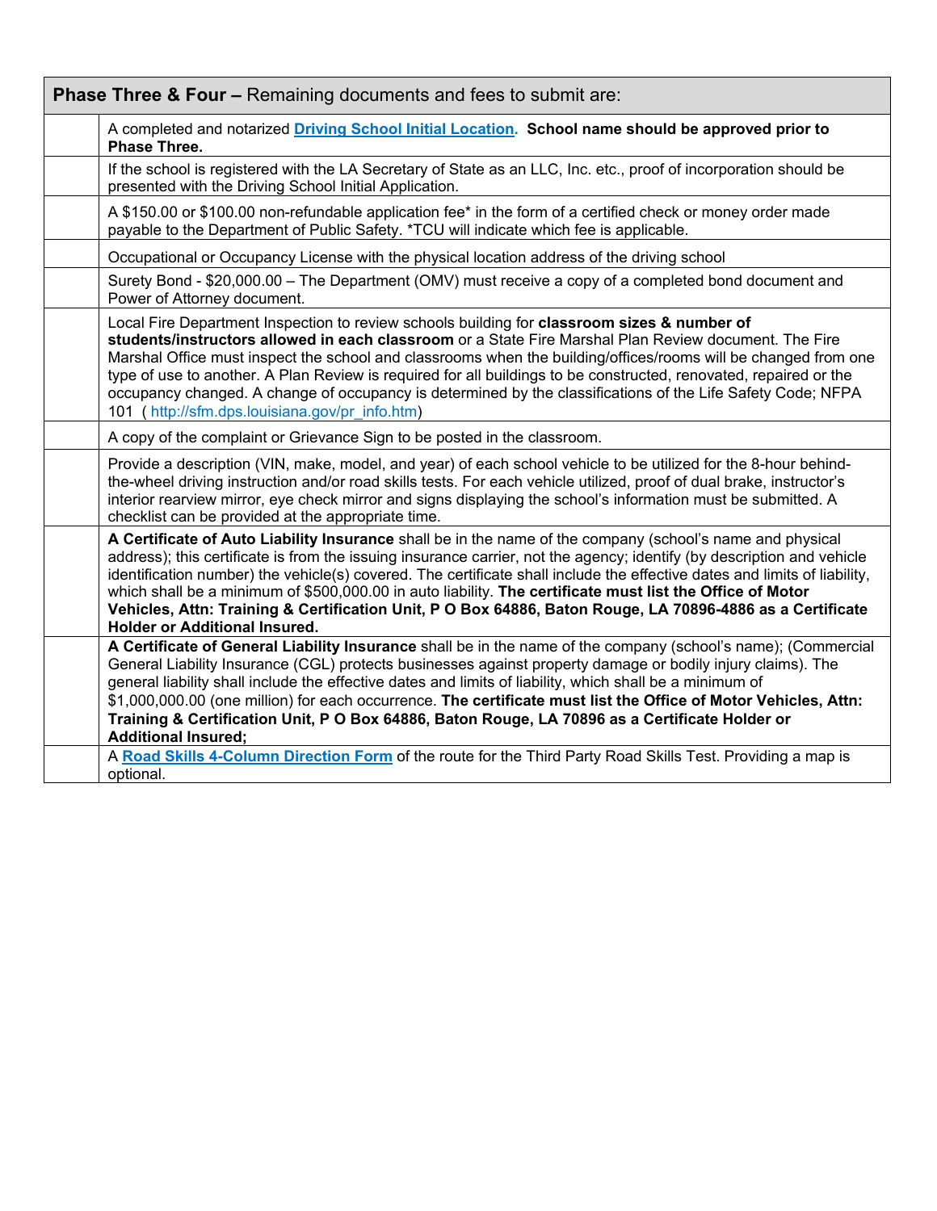| | **Phase Three & Four** – Remaining documents and fees to submit are: |
|---|---|
| | A completed and notarized **Driving School Initial Location**. **School name should be approved prior to Phase Three.** |
| | If the school is registered with the LA Secretary of State as an LLC, Inc. etc., proof of incorporation should be presented with the Driving School Initial Application. |
| | A $150.00 or $100.00 non-refundable application fee* in the form of a certified check or money order made payable to the Department of Public Safety. *TCU will indicate which fee is applicable. |
| | Occupational or Occupancy License with the physical location address of the driving school |
| | Surety Bond - $20,000.00 – The Department (OMV) must receive a copy of a completed bond document and Power of Attorney document. |
| | Local Fire Department Inspection to review schools building for **classroom sizes & number of students/instructors allowed in each classroom** or a State Fire Marshal Plan Review document. The Fire Marshal Office must inspect the school and classrooms when the building/offices/rooms will be changed from one type of use to another. A Plan Review is required for all buildings to be constructed, renovated, repaired or the occupancy changed. A change of occupancy is determined by the classifications of the Life Safety Code; NFPA 101 ( http://sfm.dps.louisiana.gov/pr_info.htm) |
| | A copy of the complaint or Grievance Sign to be posted in the classroom. |
| | Provide a description (VIN, make, model, and year) of each school vehicle to be utilized for the 8-hour behind-the-wheel driving instruction and/or road skills tests. For each vehicle utilized, proof of dual brake, instructor's interior rearview mirror, eye check mirror and signs displaying the school's information must be submitted. A checklist can be provided at the appropriate time. |
| | **A Certificate of Auto Liability Insurance** shall be in the name of the company (school's name and physical address); this certificate is from the issuing insurance carrier, not the agency; identify (by description and vehicle identification number) the vehicle(s) covered. The certificate shall include the effective dates and limits of liability, which shall be a minimum of $500,000.00 in auto liability. **The certificate must list the Office of Motor Vehicles, Attn: Training & Certification Unit, P O Box 64886, Baton Rouge, LA 70896-4886 as a Certificate Holder or Additional Insured.** |
| | **A Certificate of General Liability Insurance** shall be in the name of the company (school's name); (Commercial General Liability Insurance (CGL) protects businesses against property damage or bodily injury claims). The general liability shall include the effective dates and limits of liability, which shall be a minimum of $1,000,000.00 (one million) for each occurrence. **The certificate must list the Office of Motor Vehicles, Attn: Training & Certification Unit, P O Box 64886, Baton Rouge, LA 70896 as a Certificate Holder or Additional Insured;** |
| | A **Road Skills 4-Column Direction Form** of the route for the Third Party Road Skills Test. Providing a map is optional. |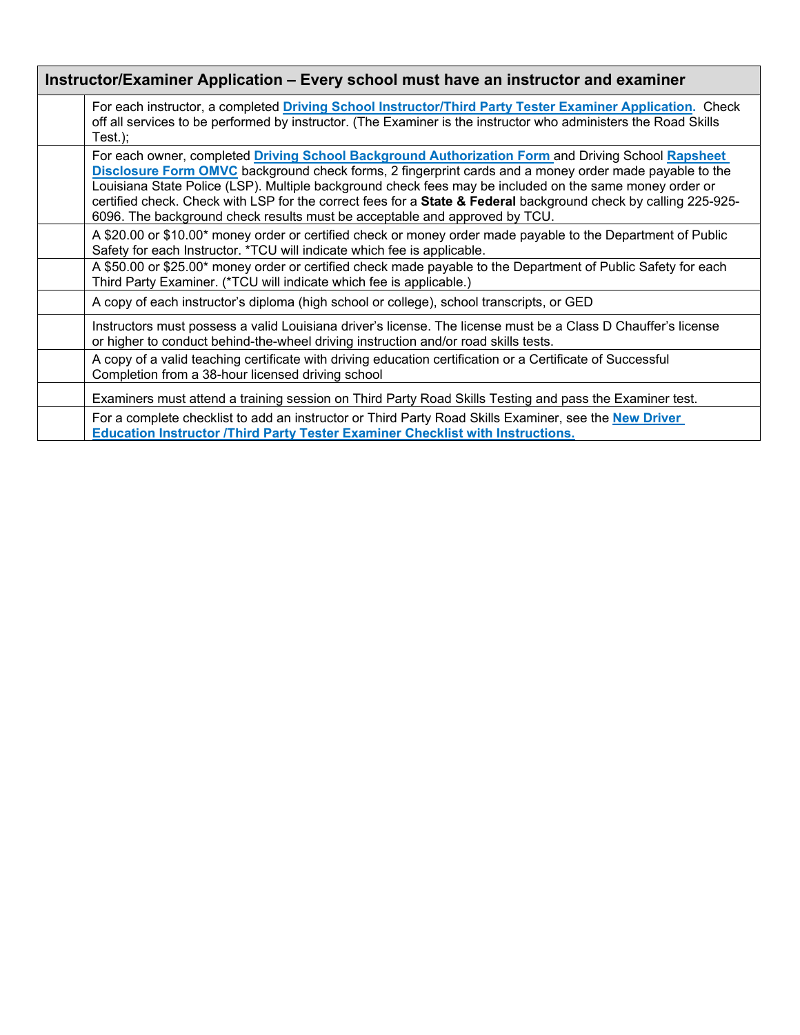| Instructor/Examiner Application – Every school must have an instructor and examiner | |
|---|---|
| | For each instructor, a completed **Driving School Instructor/Third Party Tester Examiner Application**. Check off all services to be performed by instructor. (The Examiner is the instructor who administers the Road Skills Test.); |
| | For each owner, completed **Driving School Background Authorization Form** and Driving School **Rapsheet Disclosure Form OMVC** background check forms, 2 fingerprint cards and a money order made payable to the Louisiana State Police (LSP). Multiple background check fees may be included on the same money order or certified check. Check with LSP for the correct fees for a **State & Federal** background check by calling 225-925-6096. The background check results must be acceptable and approved by TCU. |
| | A $20.00 or $10.00* money order or certified check or money order made payable to the Department of Public Safety for each Instructor. *TCU will indicate which fee is applicable. |
| | A $50.00 or $25.00* money order or certified check made payable to the Department of Public Safety for each Third Party Examiner. (*TCU will indicate which fee is applicable.) |
| | A copy of each instructor's diploma (high school or college), school transcripts, or GED |
| | Instructors must possess a valid Louisiana driver's license. The license must be a Class D Chauffer's license or higher to conduct behind-the-wheel driving instruction and/or road skills tests. |
| | A copy of a valid teaching certificate with driving education certification or a Certificate of Successful Completion from a 38-hour licensed driving school |
| | Examiners must attend a training session on Third Party Road Skills Testing and pass the Examiner test. |
| | For a complete checklist to add an instructor or Third Party Road Skills Examiner, see the **New Driver Education Instructor /Third Party Tester Examiner Checklist with Instructions.** |